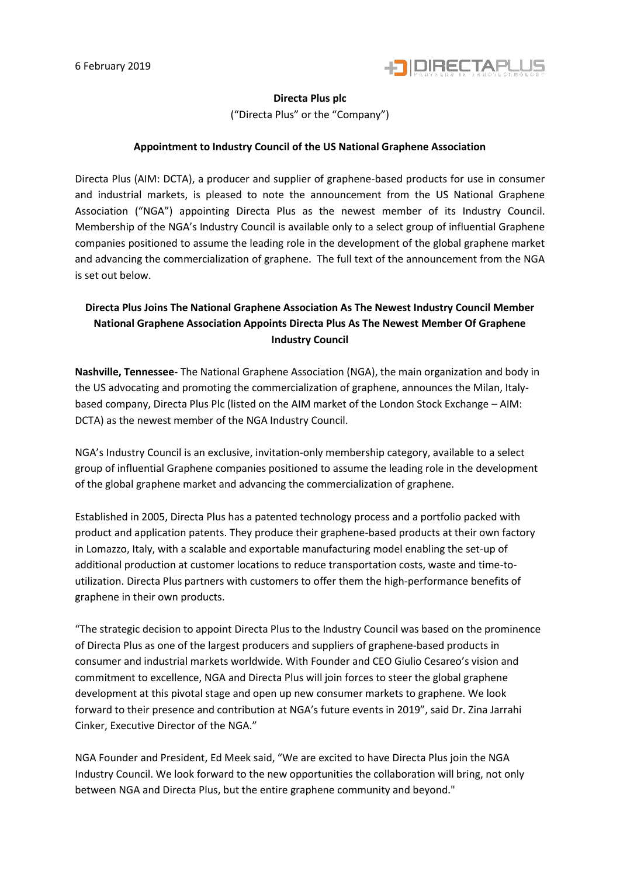6 February 2019

**Directa Plus plc**

("Directa Plus" or the "Company")

**Appointment to Industry Council of the US National Graphene Association**

Directa Plus (AIM: DCTA), a producer and supplier of graphene-based products for use in consumer and industrial markets, is pleased to note the announcement from the US National Graphene Association ("NGA") appointing Directa Plus as the newest member of its Industry Council. Membership of the NGA's Industry Council is available only to a select group of influential Graphene companies positioned to assume the leading role in the development of the global graphene market and advancing the commercialization of graphene. The full text of the announcement from the NGA is set out below.

**Directa Plus Joins The National Graphene Association As The Newest Industry Council Member**
**National Graphene Association Appoints Directa Plus As The Newest Member Of Graphene Industry Council**

**Nashville, Tennessee-** The National Graphene Association (NGA), the main organization and body in the US advocating and promoting the commercialization of graphene, announces the Milan, Italy-based company, Directa Plus Plc (listed on the AIM market of the London Stock Exchange – AIM: DCTA) as the newest member of the NGA Industry Council.

NGA's Industry Council is an exclusive, invitation-only membership category, available to a select group of influential Graphene companies positioned to assume the leading role in the development of the global graphene market and advancing the commercialization of graphene.

Established in 2005, Directa Plus has a patented technology process and a portfolio packed with product and application patents. They produce their graphene-based products at their own factory in Lomazzo, Italy, with a scalable and exportable manufacturing model enabling the set-up of additional production at customer locations to reduce transportation costs, waste and time-to-utilization. Directa Plus partners with customers to offer them the high-performance benefits of graphene in their own products.

"The strategic decision to appoint Directa Plus to the Industry Council was based on the prominence of Directa Plus as one of the largest producers and suppliers of graphene-based products in consumer and industrial markets worldwide. With Founder and CEO Giulio Cesareo's vision and commitment to excellence, NGA and Directa Plus will join forces to steer the global graphene development at this pivotal stage and open up new consumer markets to graphene. We look forward to their presence and contribution at NGA's future events in 2019", said Dr. Zina Jarrahi Cinker, Executive Director of the NGA."

NGA Founder and President, Ed Meek said, "We are excited to have Directa Plus join the NGA Industry Council. We look forward to the new opportunities the collaboration will bring, not only between NGA and Directa Plus, but the entire graphene community and beyond."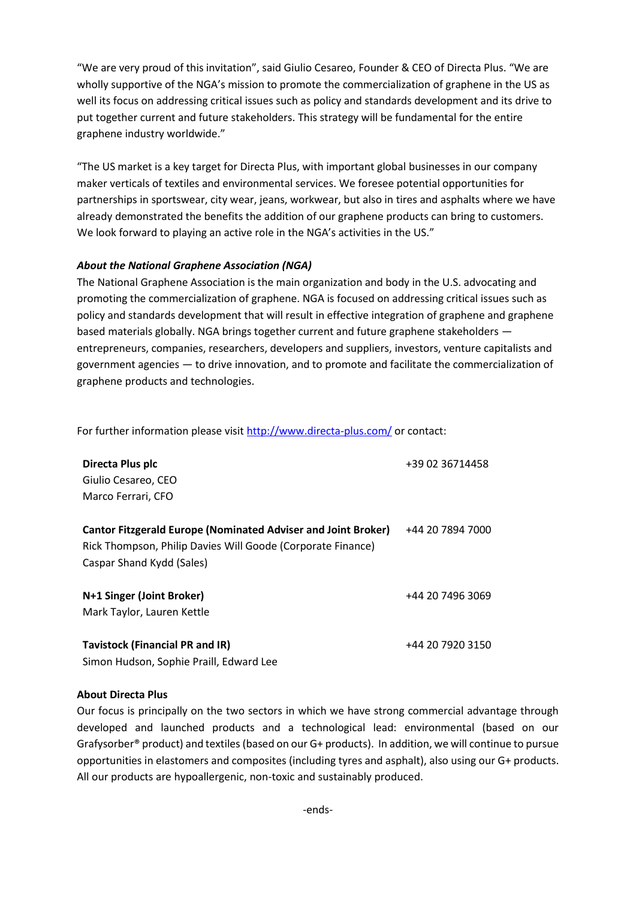"We are very proud of this invitation", said Giulio Cesareo, Founder & CEO of Directa Plus. "We are wholly supportive of the NGA's mission to promote the commercialization of graphene in the US as well its focus on addressing critical issues such as policy and standards development and its drive to put together current and future stakeholders. This strategy will be fundamental for the entire graphene industry worldwide."

"The US market is a key target for Directa Plus, with important global businesses in our company maker verticals of textiles and environmental services. We foresee potential opportunities for partnerships in sportswear, city wear, jeans, workwear, but also in tires and asphalts where we have already demonstrated the benefits the addition of our graphene products can bring to customers. We look forward to playing an active role in the NGA's activities in the US."

***About the National Graphene Association (NGA)***

The National Graphene Association is the main organization and body in the U.S. advocating and promoting the commercialization of graphene. NGA is focused on addressing critical issues such as policy and standards development that will result in effective integration of graphene and graphene based materials globally. NGA brings together current and future graphene stakeholders — entrepreneurs, companies, researchers, developers and suppliers, investors, venture capitalists and government agencies — to drive innovation, and to promote and facilitate the commercialization of graphene products and technologies.

For further information please visit http://www.directa-plus.com/ or contact:

| | |
|---|---|
| **Directa Plus plc**<br>Giulio Cesareo, CEO<br>Marco Ferrari, CFO | +39 02 36714458 |
| **Cantor Fitzgerald Europe (Nominated Adviser and Joint Broker)**<br>Rick Thompson, Philip Davies Will Goode (Corporate Finance)<br>Caspar Shand Kydd (Sales) | +44 20 7894 7000 |
| **N+1 Singer (Joint Broker)**<br>Mark Taylor, Lauren Kettle | +44 20 7496 3069 |
| **Tavistock (Financial PR and IR)**<br>Simon Hudson, Sophie Praill, Edward Lee | +44 20 7920 3150 |

**About Directa Plus**

Our focus is principally on the two sectors in which we have strong commercial advantage through developed and launched products and a technological lead: environmental (based on our Grafysorber® product) and textiles (based on our G+ products). In addition, we will continue to pursue opportunities in elastomers and composites (including tyres and asphalt), also using our G+ products. All our products are hypoallergenic, non-toxic and sustainably produced.

-ends-